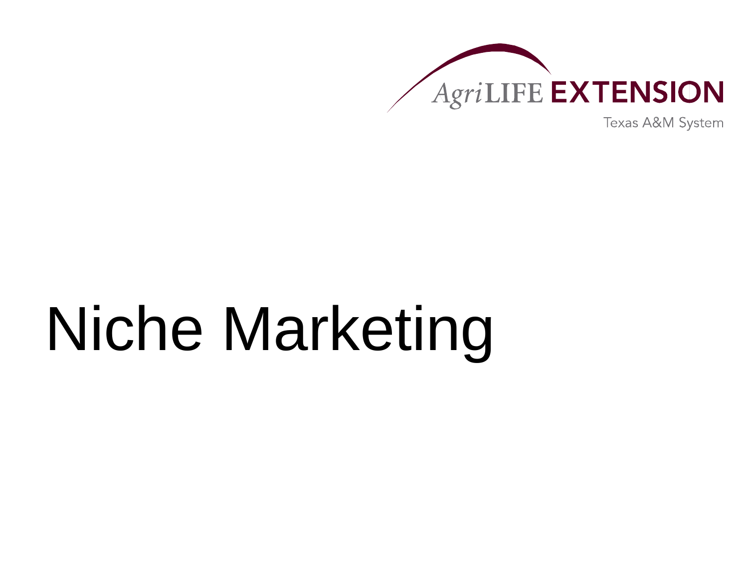AgriLIFE EXTENSION

Texas A&M System

# Niche Marketing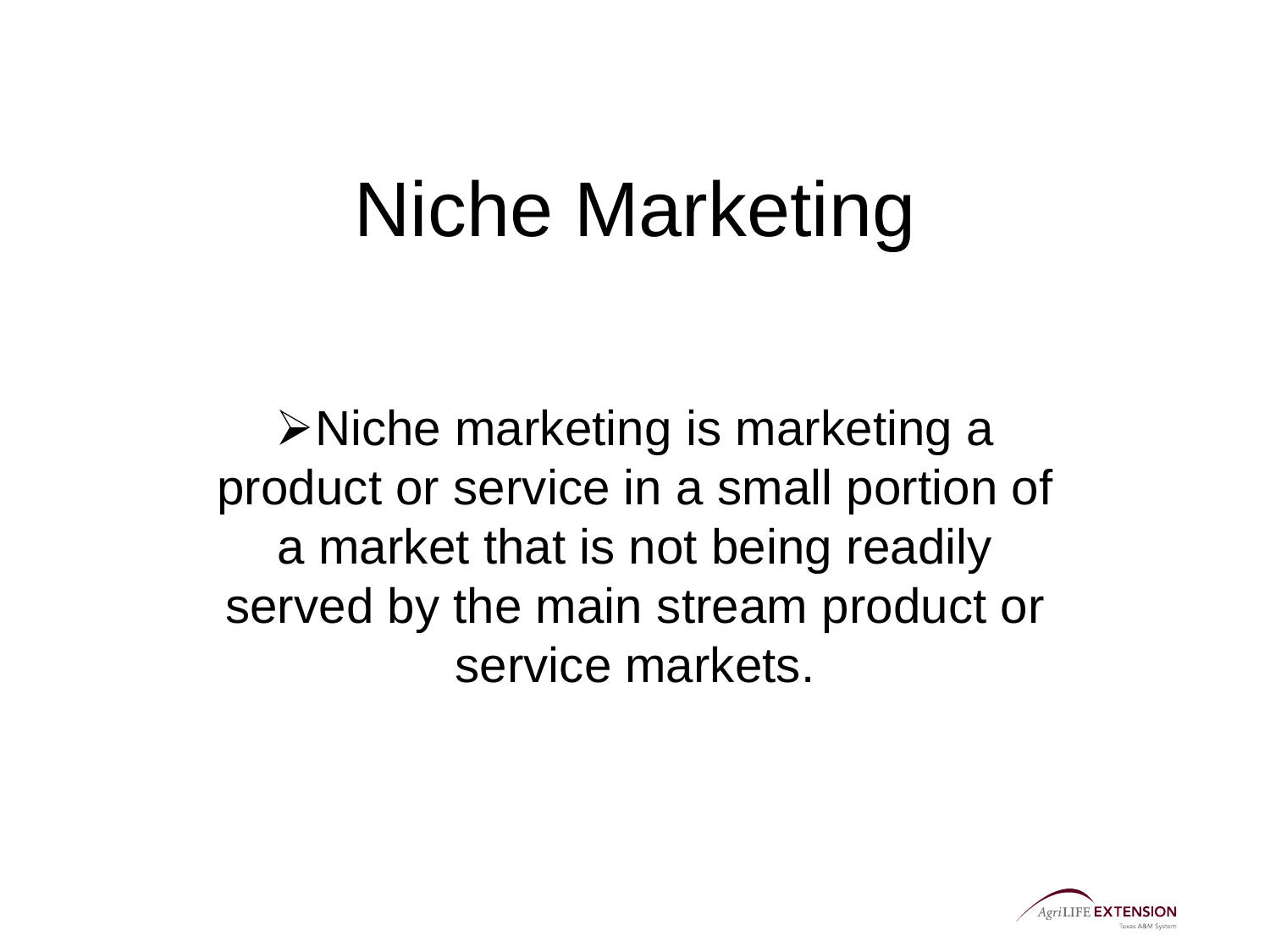# Niche Marketing

- Niche marketing is marketing a product or service in a small portion of a market that is not being readily served by the main stream product or service markets.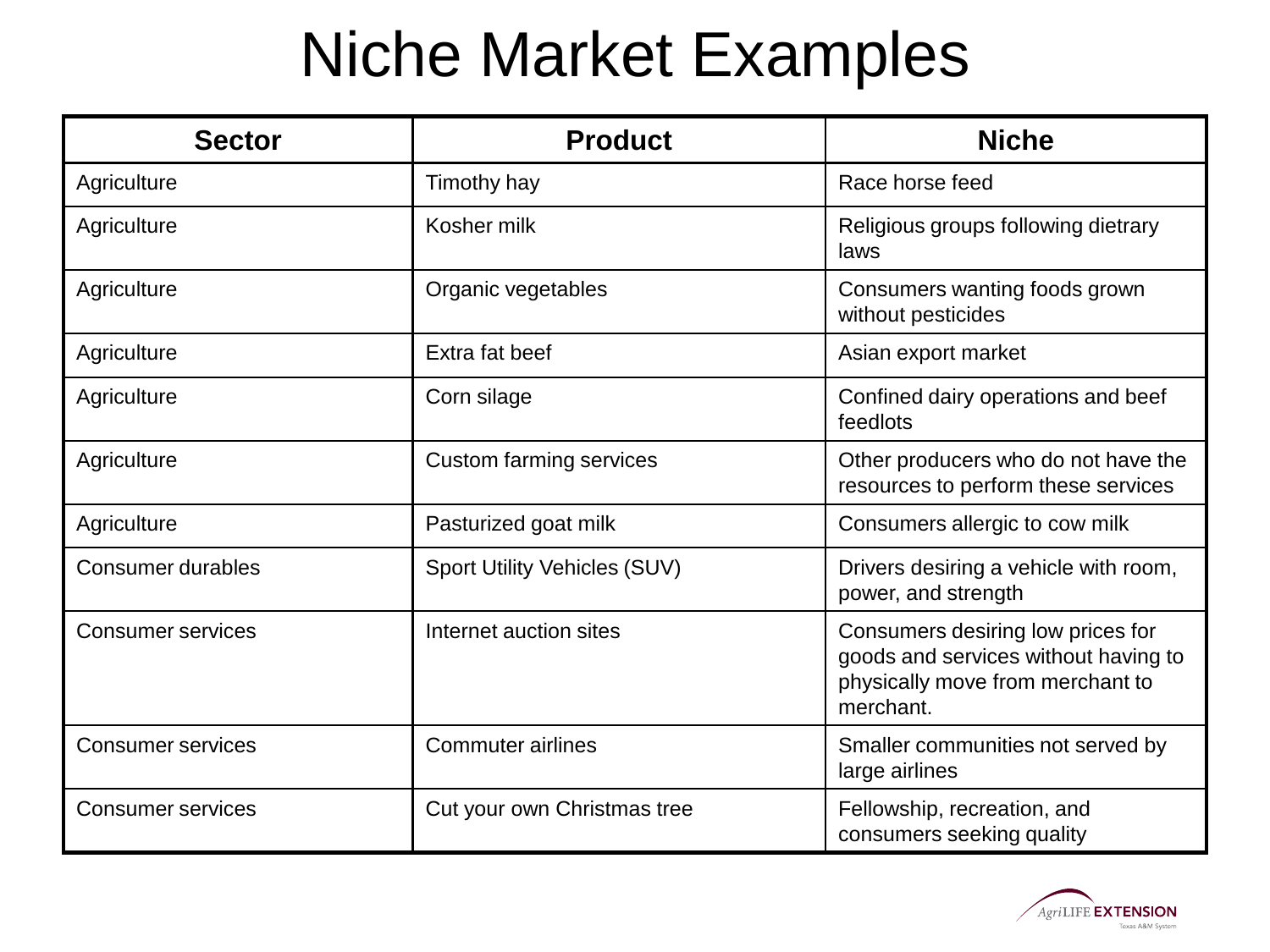# Niche Market Examples

| Sector | Product | Niche |
|---|---|---|
| Agriculture | Timothy hay | Race horse feed |
| Agriculture | Kosher milk | Religious groups following dietary laws |
| Agriculture | Organic vegetables | Consumers wanting foods grown without pesticides |
| Agriculture | Extra fat beef | Asian export market |
| Agriculture | Corn silage | Confined dairy operations and beef feedlots |
| Agriculture | Custom farming services | Other producers who do not have the resources to perform these services |
| Agriculture | Pasturized goat milk | Consumers allergic to cow milk |
| Consumer durables | Sport Utility Vehicles (SUV) | Drivers desiring a vehicle with room, power, and strength |
| Consumer services | Internet auction sites | Consumers desiring low prices for goods and services without having to physically move from merchant to merchant. |
| Consumer services | Commuter airlines | Smaller communities not served by large airlines |
| Consumer services | Cut your own Christmas tree | Fellowship, recreation, and consumers seeking quality |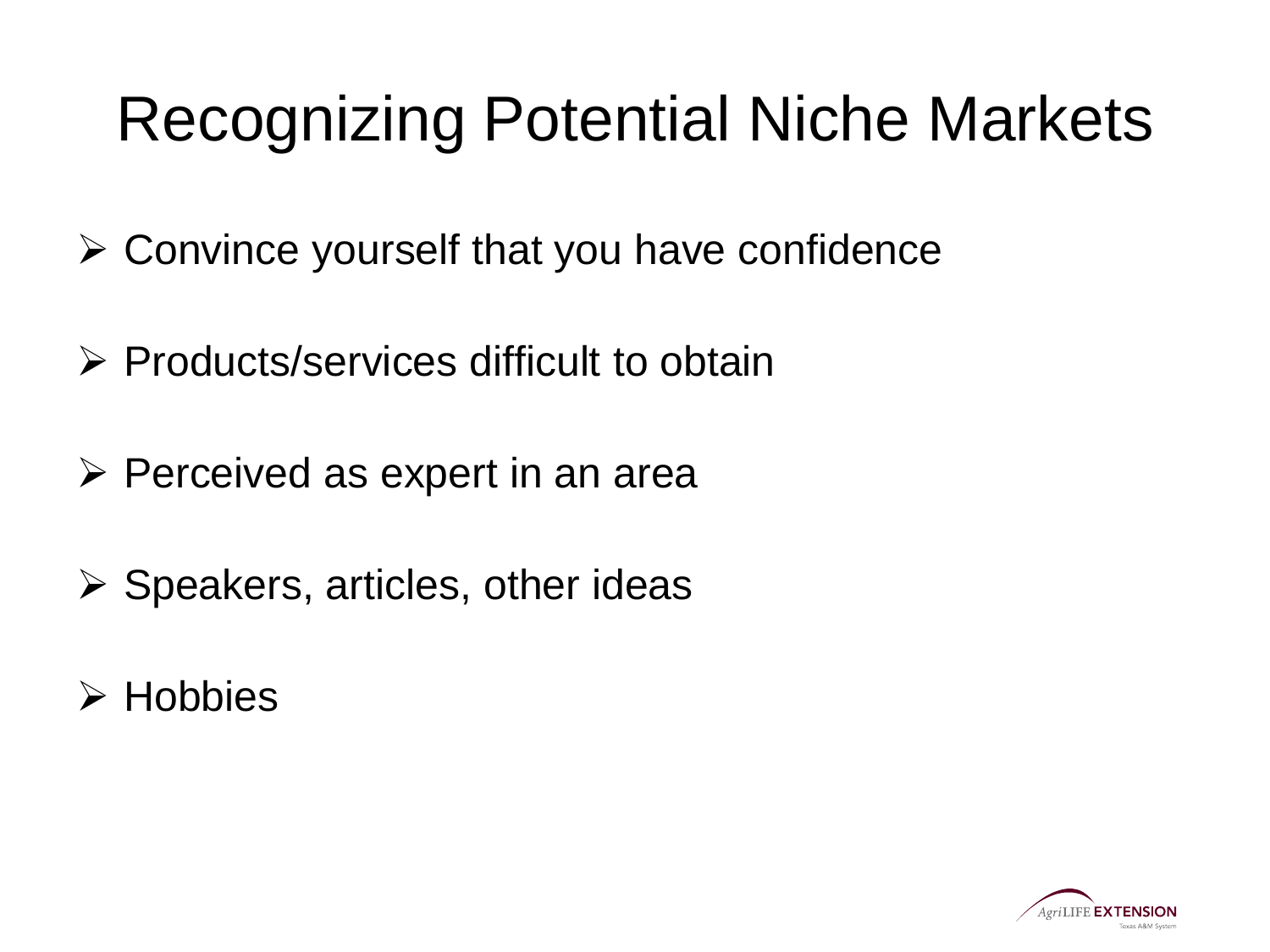# Recognizing Potential Niche Markets

- Convince yourself that you have confidence
- Products/services difficult to obtain
- Perceived as expert in an area
- Speakers, articles, other ideas
- Hobbies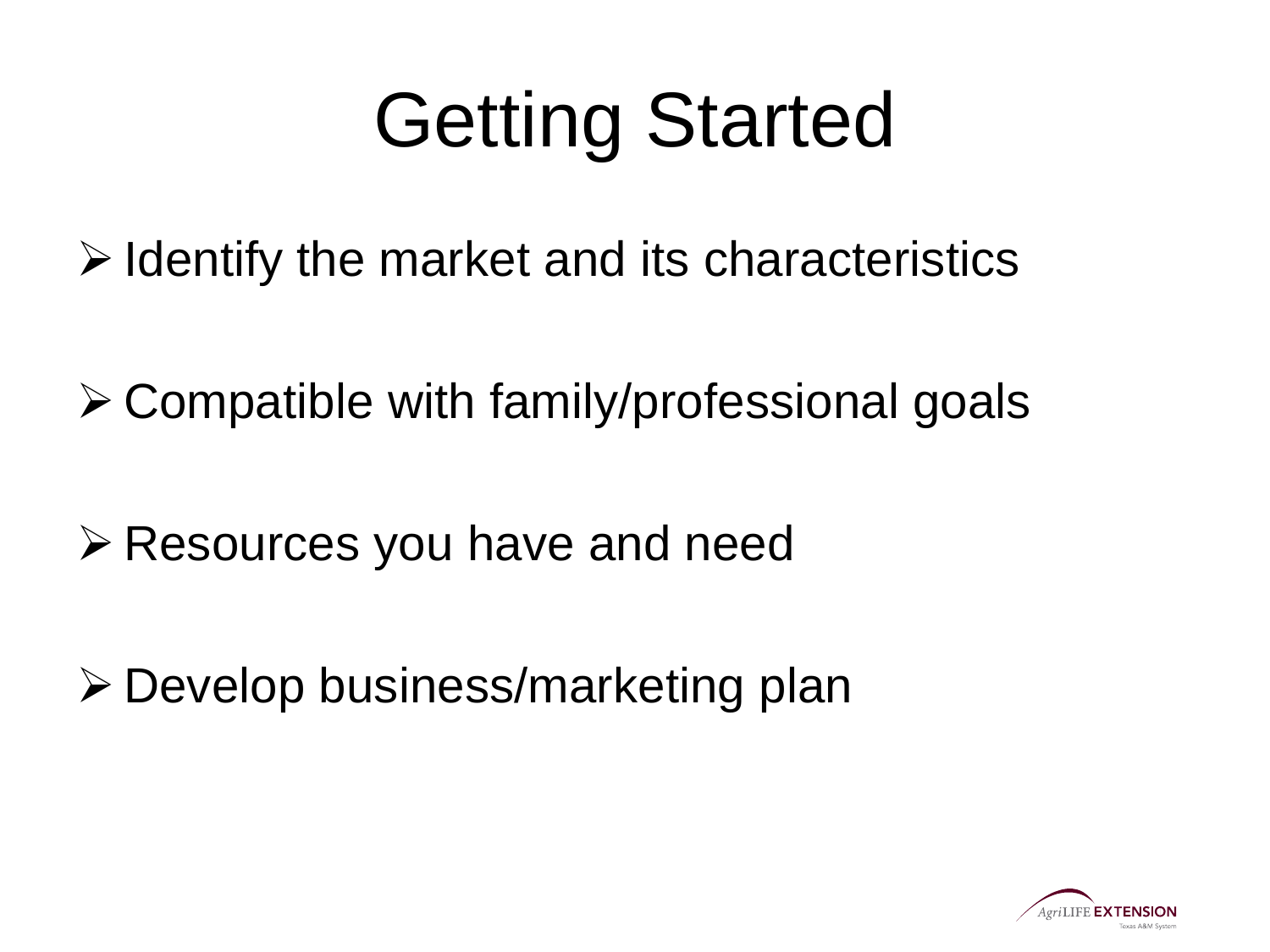# Getting Started

- Identify the market and its characteristics
- Compatible with family/professional goals
- Resources you have and need
- Develop business/marketing plan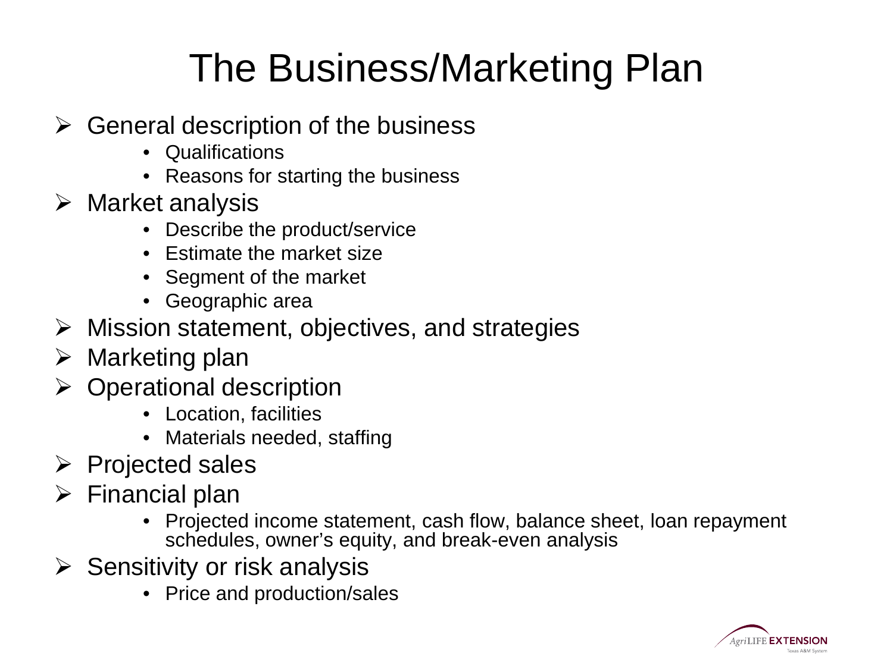# The Business/Marketing Plan

- General description of the business
  - Qualifications
  - Reasons for starting the business
- Market analysis
  - Describe the product/service
  - Estimate the market size
  - Segment of the market
  - Geographic area
- Mission statement, objectives, and strategies
- Marketing plan
- Operational description
  - Location, facilities
  - Materials needed, staffing
- Projected sales
- Financial plan
  - Projected income statement, cash flow, balance sheet, loan repayment schedules, owner's equity, and break-even analysis
- Sensitivity or risk analysis
  - Price and production/sales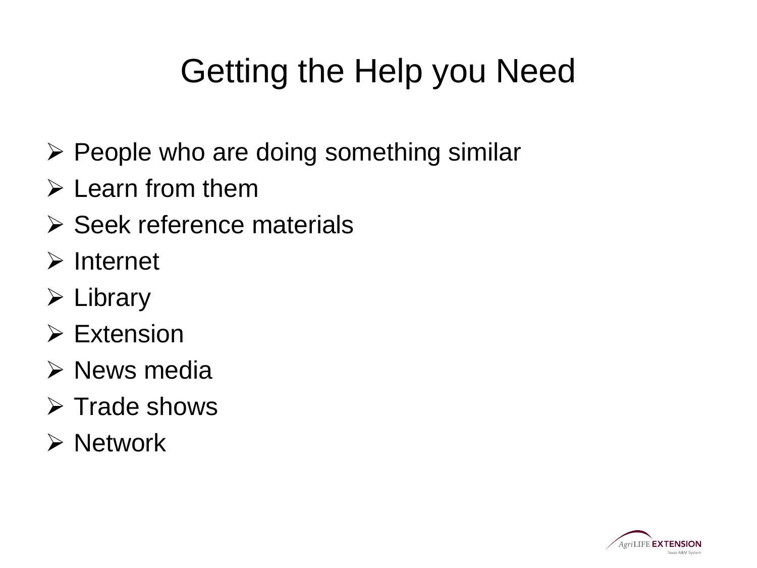# Getting the Help you Need

- People who are doing something similar
- Learn from them
- Seek reference materials
- Internet
- Library
- Extension
- News media
- Trade shows
- Network